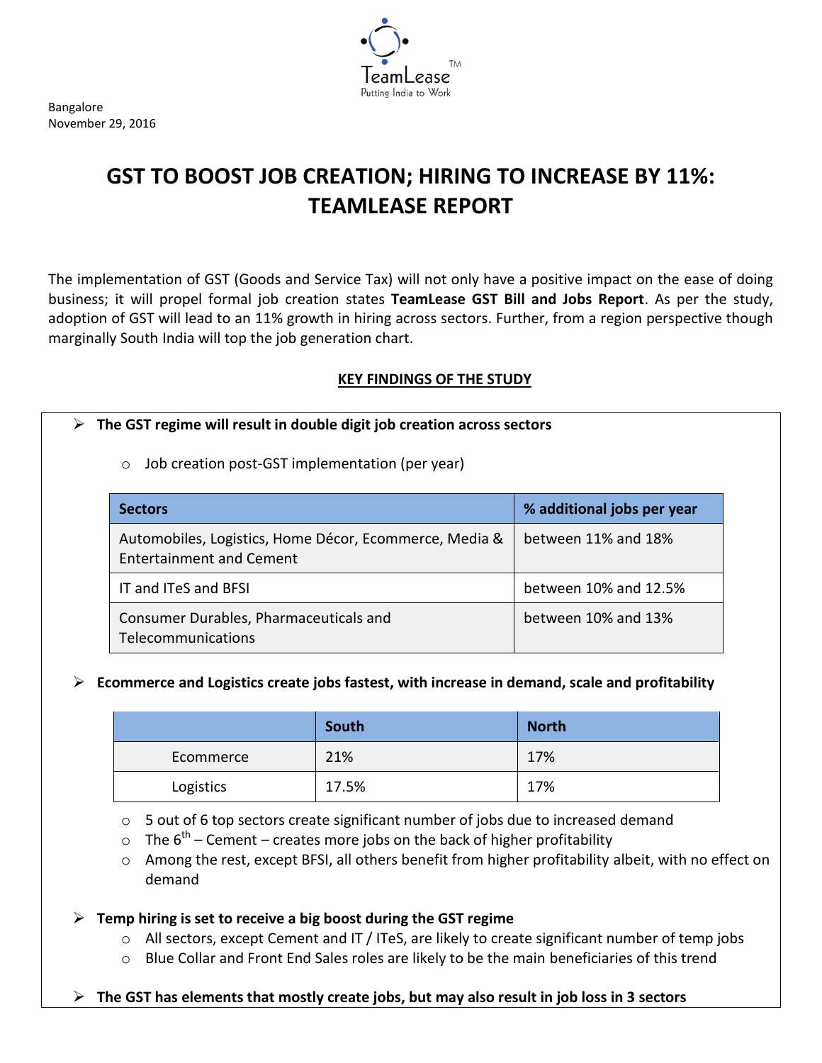Bangalore
November 29, 2016

# GST TO BOOST JOB CREATION; HIRING TO INCREASE BY 11%: TEAMLEASE REPORT

The implementation of GST (Goods and Service Tax) will not only have a positive impact on the ease of doing business; it will propel formal job creation states **TeamLease GST Bill and Jobs Report**. As per the study, adoption of GST will lead to an 11% growth in hiring across sectors. Further, from a region perspective though marginally South India will top the job generation chart.

## KEY FINDINGS OF THE STUDY

- **The GST regime will result in double digit job creation across sectors**
  - Job creation post-GST implementation (per year)

| Sectors | % additional jobs per year |
|---|---|
| Automobiles, Logistics, Home Décor, Ecommerce, Media & Entertainment and Cement | between 11% and 18% |
| IT and ITeS and BFSI | between 10% and 12.5% |
| Consumer Durables, Pharmaceuticals and Telecommunications | between 10% and 13% |

- **Ecommerce and Logistics create jobs fastest, with increase in demand, scale and profitability**

| | South | North |
|---|---|---|
| Ecommerce | 21% | 17% |
| Logistics | 17.5% | 17% |

  - 5 out of 6 top sectors create significant number of jobs due to increased demand
  - The 6th – Cement – creates more jobs on the back of higher profitability
  - Among the rest, except BFSI, all others benefit from higher profitability albeit, with no effect on demand

- **Temp hiring is set to receive a big boost during the GST regime**
  - All sectors, except Cement and IT / ITeS, are likely to create significant number of temp jobs
  - Blue Collar and Front End Sales roles are likely to be the main beneficiaries of this trend

- **The GST has elements that mostly create jobs, but may also result in job loss in 3 sectors**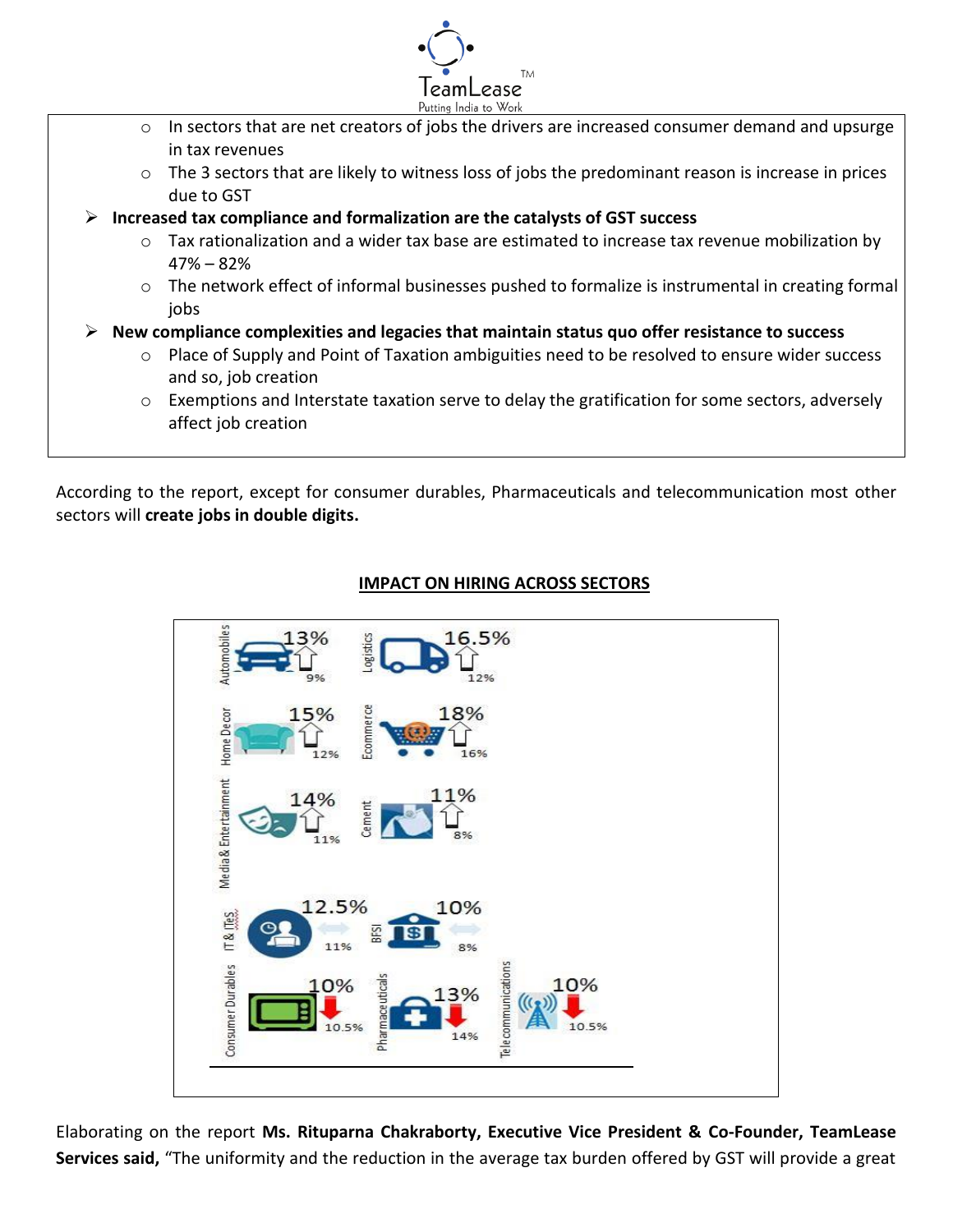- In sectors that are net creators of jobs the drivers are increased consumer demand and upsurge in tax revenues
- The 3 sectors that are likely to witness loss of jobs the predominant reason is increase in prices due to GST

- **Increased tax compliance and formalization are the catalysts of GST success**
  - Tax rationalization and a wider tax base are estimated to increase tax revenue mobilization by 47% – 82%
  - The network effect of informal businesses pushed to formalize is instrumental in creating formal jobs
- **New compliance complexities and legacies that maintain status quo offer resistance to success**
  - Place of Supply and Point of Taxation ambiguities need to be resolved to ensure wider success and so, job creation
  - Exemptions and Interstate taxation serve to delay the gratification for some sectors, adversely affect job creation

According to the report, except for consumer durables, Pharmaceuticals and telecommunication most other sectors will **create jobs in double digits.**

**IMPACT ON HIRING ACROSS SECTORS**

| Sector | Value | Trend | Previous |
|---|---|---|---|
| Automobiles | 13% | ↑ | 9% |
| Logistics | 16.5% | ↑ | 12% |
| Home Decor | 15% | ↑ | 12% |
| Ecommerce | 18% | ↑ | 16% |
| Media& Entertainment | 14% | ↑ | 11% |
| Cement | 11% | ↑ | 8% |
| IT & ITeS | 12.5% | ↔ | 11% |
| BFSI | 10% | ↔ | 8% |
| Consumer Durables | 10% | ↓ | 10.5% |
| Pharmaceuticals | 13% | ↓ | 14% |
| Telecommunications | 10% | ↓ | 10.5% |

Elaborating on the report **Ms. Rituparna Chakraborty, Executive Vice President & Co-Founder, TeamLease Services said,** "The uniformity and the reduction in the average tax burden offered by GST will provide a great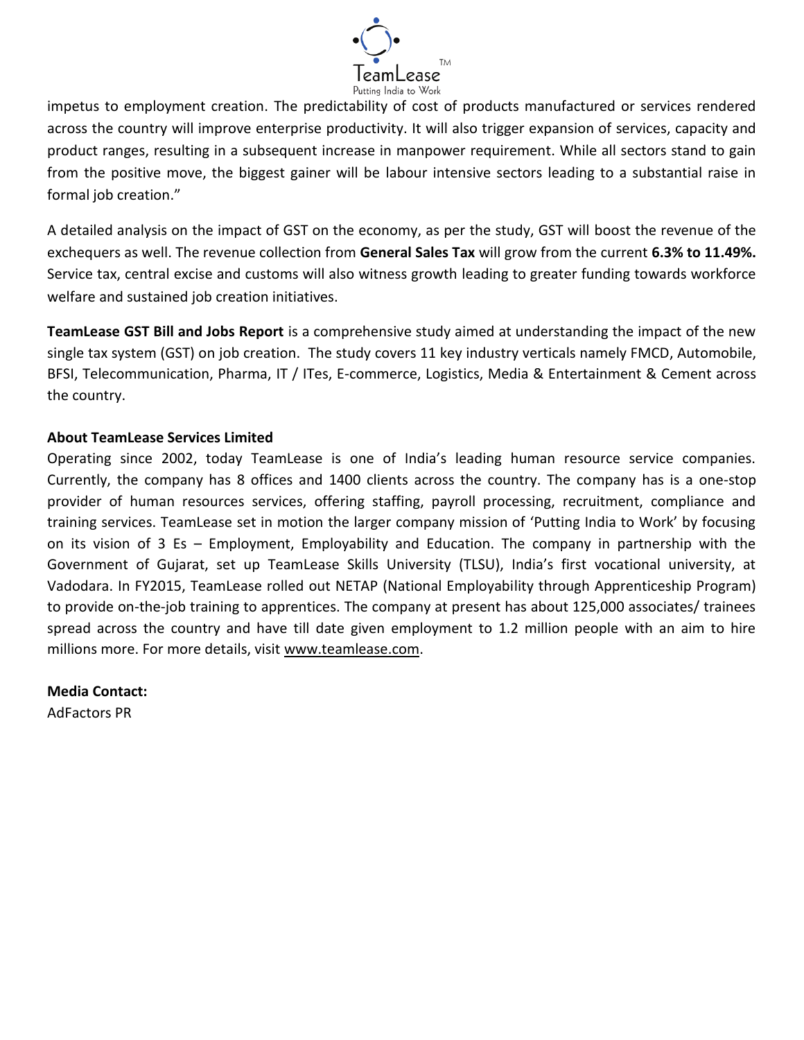impetus to employment creation. The predictability of cost of products manufactured or services rendered across the country will improve enterprise productivity. It will also trigger expansion of services, capacity and product ranges, resulting in a subsequent increase in manpower requirement. While all sectors stand to gain from the positive move, the biggest gainer will be labour intensive sectors leading to a substantial raise in formal job creation."

A detailed analysis on the impact of GST on the economy, as per the study, GST will boost the revenue of the exchequers as well. The revenue collection from **General Sales Tax** will grow from the current **6.3% to 11.49%.** Service tax, central excise and customs will also witness growth leading to greater funding towards workforce welfare and sustained job creation initiatives.

**TeamLease GST Bill and Jobs Report** is a comprehensive study aimed at understanding the impact of the new single tax system (GST) on job creation. The study covers 11 key industry verticals namely FMCD, Automobile, BFSI, Telecommunication, Pharma, IT / ITes, E-commerce, Logistics, Media & Entertainment & Cement across the country.

**About TeamLease Services Limited**

Operating since 2002, today TeamLease is one of India's leading human resource service companies. Currently, the company has 8 offices and 1400 clients across the country. The company has is a one-stop provider of human resources services, offering staffing, payroll processing, recruitment, compliance and training services. TeamLease set in motion the larger company mission of 'Putting India to Work' by focusing on its vision of 3 Es – Employment, Employability and Education. The company in partnership with the Government of Gujarat, set up TeamLease Skills University (TLSU), India's first vocational university, at Vadodara. In FY2015, TeamLease rolled out NETAP (National Employability through Apprenticeship Program) to provide on-the-job training to apprentices. The company at present has about 125,000 associates/ trainees spread across the country and have till date given employment to 1.2 million people with an aim to hire millions more. For more details, visit www.teamlease.com.

**Media Contact:**

AdFactors PR